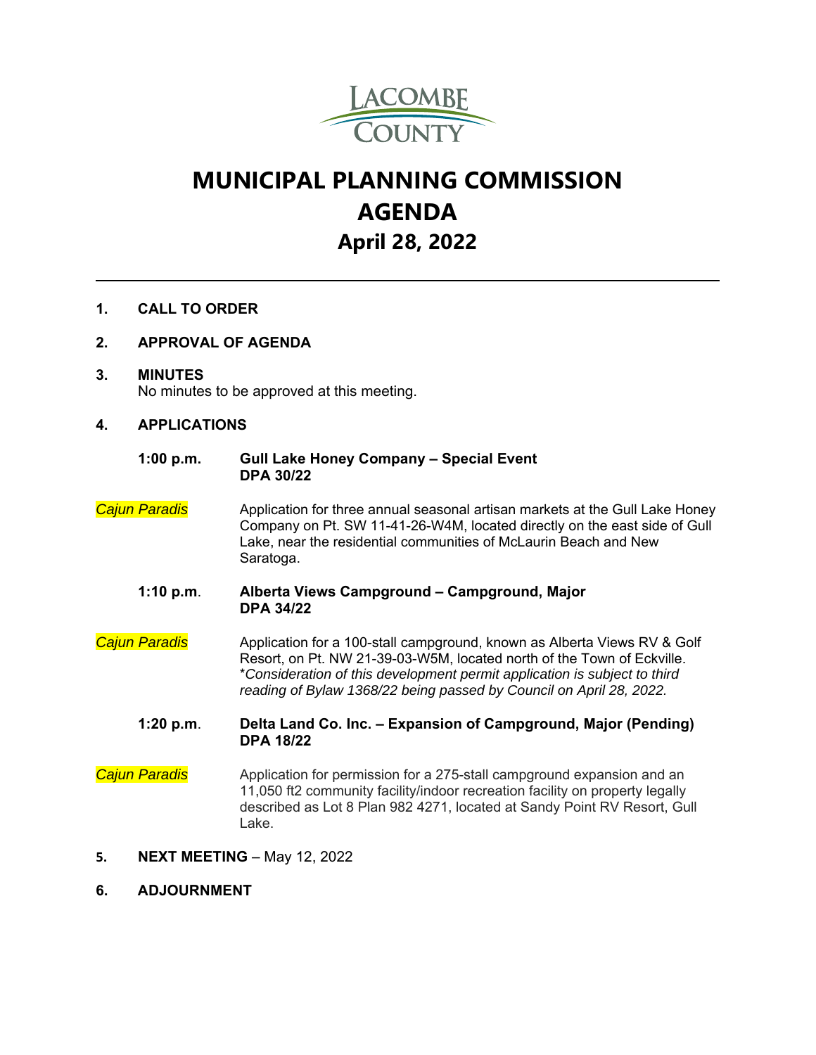LACOMBE COUNTY

# MUNICIPAL PLANNING COMMISSION AGENDA

## April 28, 2022

---

**1. CALL TO ORDER**

**2. APPROVAL OF AGENDA**

**3. MINUTES**

No minutes to be approved at this meeting.

**4. APPLICATIONS**

**1:00 p.m.** **Gull Lake Honey Company – Special Event**
**DPA 30/22**

*Cajun Paradis*

Application for three annual seasonal artisan markets at the Gull Lake Honey Company on Pt. SW 11-41-26-W4M, located directly on the east side of Gull Lake, near the residential communities of McLaurin Beach and New Saratoga.

**1:10 p.m.** **Alberta Views Campground – Campground, Major**
**DPA 34/22**

*Cajun Paradis*

Application for a 100-stall campground, known as Alberta Views RV & Golf Resort, on Pt. NW 21-39-03-W5M, located north of the Town of Eckville. **Consideration of this development permit application is subject to third reading of Bylaw 1368/22 being passed by Council on April 28, 2022.*

**1:20 p.m.** **Delta Land Co. Inc. – Expansion of Campground, Major (Pending)**
**DPA 18/22**

*Cajun Paradis*

Application for permission for a 275-stall campground expansion and an 11,050 ft2 community facility/indoor recreation facility on property legally described as Lot 8 Plan 982 4271, located at Sandy Point RV Resort, Gull Lake.

**5. NEXT MEETING** – May 12, 2022

**6. ADJOURNMENT**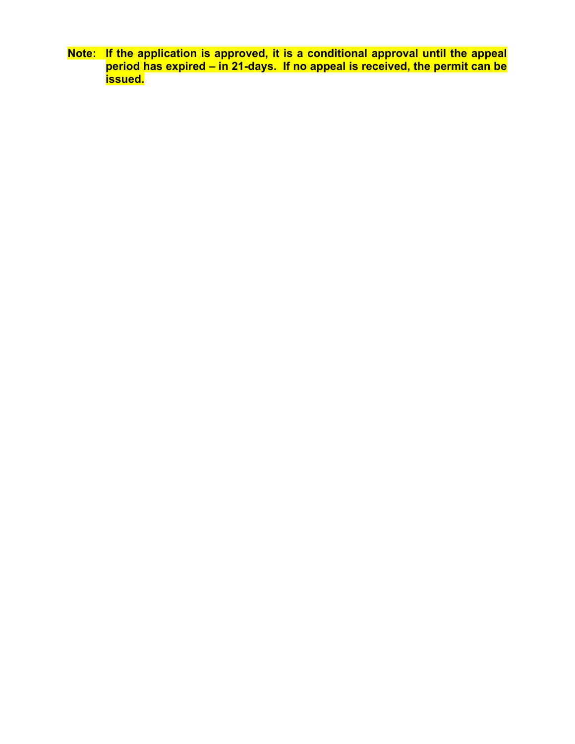**Note: If the application is approved, it is a conditional approval until the appeal period has expired – in 21-days. If no appeal is received, the permit can be issued.**